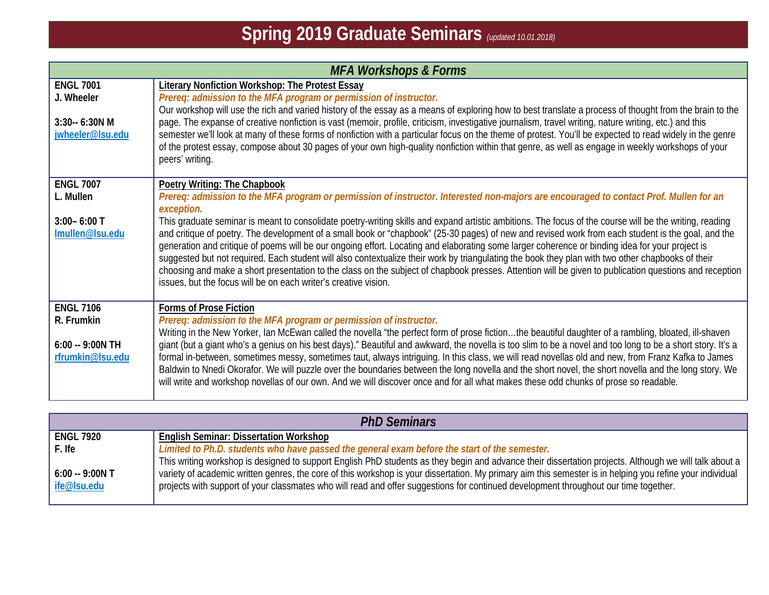# Spring 2019 Graduate Seminars *(updated 10.01.2018)*

## *MFA Workshops & Forms*

| | |
|---|---|
| **ENGL 7001**<br>**J. Wheeler**<br><br>**3:30-- 6:30N M**<br>**jwheeler@lsu.edu** | **Literary Nonfiction Workshop: The Protest Essay**<br>***Prereq: admission to the MFA program or permission of instructor.***<br>Our workshop will use the rich and varied history of the essay as a means of exploring how to best translate a process of thought from the brain to the page. The expanse of creative nonfiction is vast (memoir, profile, criticism, investigative journalism, travel writing, nature writing, etc.) and this semester we'll look at many of these forms of nonfiction with a particular focus on the theme of protest. You'll be expected to read widely in the genre of the protest essay, compose about 30 pages of your own high-quality nonfiction within that genre, as well as engage in weekly workshops of your peers' writing. |
| **ENGL 7007**<br>**L. Mullen**<br><br>**3:00– 6:00 T**<br>**lmullen@lsu.edu** | **Poetry Writing: The Chapbook**<br>***Prereq: admission to the MFA program or permission of instructor. Interested non-majors are encouraged to contact Prof. Mullen for an exception.***<br>This graduate seminar is meant to consolidate poetry-writing skills and expand artistic ambitions. The focus of the course will be the writing, reading and critique of poetry. The development of a small book or "chapbook" (25-30 pages) of new and revised work from each student is the goal, and the generation and critique of poems will be our ongoing effort. Locating and elaborating some larger coherence or binding idea for your project is suggested but not required. Each student will also contextualize their work by triangulating the book they plan with two other chapbooks of their choosing and make a short presentation to the class on the subject of chapbook presses. Attention will be given to publication questions and reception issues, but the focus will be on each writer's creative vision. |
| **ENGL 7106**<br>**R. Frumkin**<br><br>**6:00 -- 9:00N TH**<br>**rfrumkin@lsu.edu** | **Forms of Prose Fiction**<br>***Prereq: admission to the MFA program or permission of instructor.***<br>Writing in the New Yorker, Ian McEwan called the novella "the perfect form of prose fiction…the beautiful daughter of a rambling, bloated, ill-shaven giant (but a giant who's a genius on his best days)." Beautiful and awkward, the novella is too slim to be a novel and too long to be a short story. It's a formal in-between, sometimes messy, sometimes taut, always intriguing. In this class, we will read novellas old and new, from Franz Kafka to James Baldwin to Nnedi Okorafor. We will puzzle over the boundaries between the long novella and the short novel, the short novella and the long story. We will write and workshop novellas of our own. And we will discover once and for all what makes these odd chunks of prose so readable. |

## *PhD Seminars*

| | |
|---|---|
| **ENGL 7920**<br>**F. Ife**<br><br>**6:00 -- 9:00N T**<br>**ife@lsu.edu** | **English Seminar: Dissertation Workshop**<br>***Limited to Ph.D. students who have passed the general exam before the start of the semester.***<br>This writing workshop is designed to support English PhD students as they begin and advance their dissertation projects. Although we will talk about a variety of academic written genres, the core of this workshop is your dissertation. My primary aim this semester is in helping you refine your individual projects with support of your classmates who will read and offer suggestions for continued development throughout our time together. |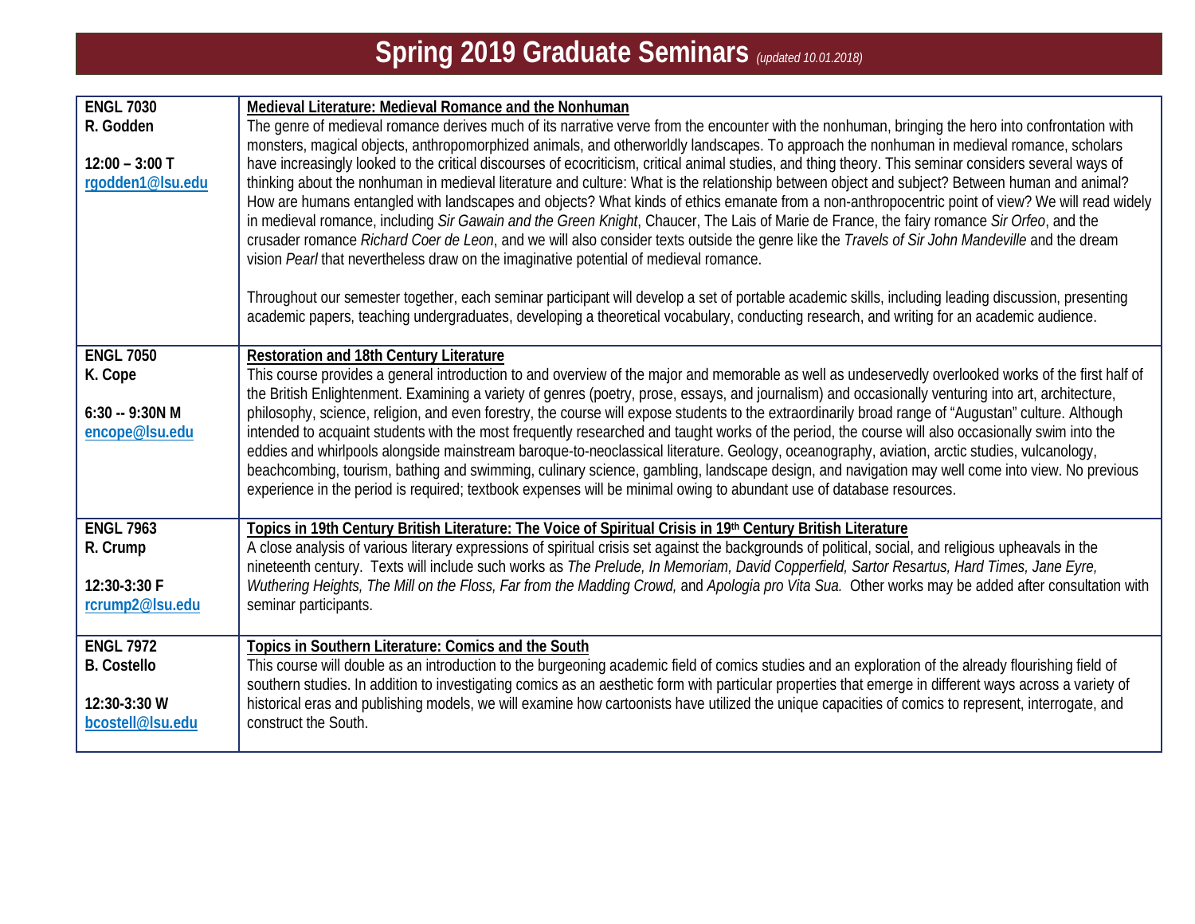# Spring 2019 Graduate Seminars *(updated 10.01.2018)*

| | |
|---|---|
| **ENGL 7030**<br>**R. Godden**<br><br>**12:00 – 3:00 T**<br>**rgodden1@lsu.edu** | **Medieval Literature: Medieval Romance and the Nonhuman**<br>The genre of medieval romance derives much of its narrative verve from the encounter with the nonhuman, bringing the hero into confrontation with monsters, magical objects, anthropomorphized animals, and otherworldly landscapes. To approach the nonhuman in medieval romance, scholars have increasingly looked to the critical discourses of ecocriticism, critical animal studies, and thing theory. This seminar considers several ways of thinking about the nonhuman in medieval literature and culture: What is the relationship between object and subject? Between human and animal? How are humans entangled with landscapes and objects? What kinds of ethics emanate from a non-anthropocentric point of view? We will read widely in medieval romance, including *Sir Gawain and the Green Knight*, Chaucer, The Lais of Marie de France, the fairy romance *Sir Orfeo*, and the crusader romance *Richard Coer de Leon*, and we will also consider texts outside the genre like the *Travels of Sir John Mandeville* and the dream vision *Pearl* that nevertheless draw on the imaginative potential of medieval romance.<br><br>Throughout our semester together, each seminar participant will develop a set of portable academic skills, including leading discussion, presenting academic papers, teaching undergraduates, developing a theoretical vocabulary, conducting research, and writing for an academic audience. |
| **ENGL 7050**<br>**K. Cope**<br><br>**6:30 -- 9:30N M**<br>**encope@lsu.edu** | **Restoration and 18th Century Literature**<br>This course provides a general introduction to and overview of the major and memorable as well as undeservedly overlooked works of the first half of the British Enlightenment. Examining a variety of genres (poetry, prose, essays, and journalism) and occasionally venturing into art, architecture, philosophy, science, religion, and even forestry, the course will expose students to the extraordinarily broad range of "Augustan" culture. Although intended to acquaint students with the most frequently researched and taught works of the period, the course will also occasionally swim into the eddies and whirlpools alongside mainstream baroque-to-neoclassical literature. Geology, oceanography, aviation, arctic studies, vulcanology, beachcombing, tourism, bathing and swimming, culinary science, gambling, landscape design, and navigation may well come into view. No previous experience in the period is required; textbook expenses will be minimal owing to abundant use of database resources. |
| **ENGL 7963**<br>**R. Crump**<br><br>**12:30-3:30 F**<br>**rcrump2@lsu.edu** | **Topics in 19th Century British Literature: The Voice of Spiritual Crisis in 19th Century British Literature**<br>A close analysis of various literary expressions of spiritual crisis set against the backgrounds of political, social, and religious upheavals in the nineteenth century. Texts will include such works as *The Prelude, In Memoriam, David Copperfield, Sartor Resartus, Hard Times, Jane Eyre, Wuthering Heights, The Mill on the Floss, Far from the Madding Crowd,* and *Apologia pro Vita Sua.* Other works may be added after consultation with seminar participants. |
| **ENGL 7972**<br>**B. Costello**<br><br>**12:30-3:30 W**<br>**bcostell@lsu.edu** | **Topics in Southern Literature: Comics and the South**<br>This course will double as an introduction to the burgeoning academic field of comics studies and an exploration of the already flourishing field of southern studies. In addition to investigating comics as an aesthetic form with particular properties that emerge in different ways across a variety of historical eras and publishing models, we will examine how cartoonists have utilized the unique capacities of comics to represent, interrogate, and construct the South. |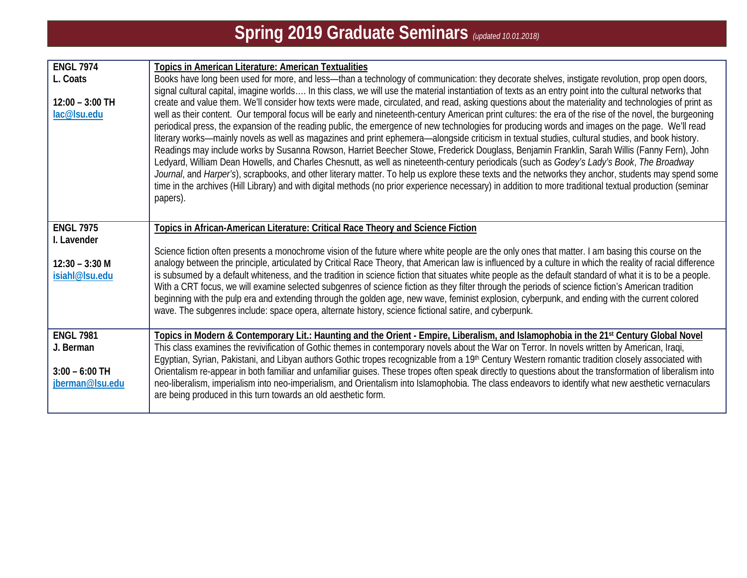# Spring 2019 Graduate Seminars *(updated 10.01.2018)*

| | |
|---|---|
| **ENGL 7974**<br>**L. Coats**<br><br>**12:00 – 3:00 TH**<br>**lac@lsu.edu** | **Topics in American Literature: American Textualities**<br>Books have long been used for more, and less—than a technology of communication: they decorate shelves, instigate revolution, prop open doors, signal cultural capital, imagine worlds…. In this class, we will use the material instantiation of texts as an entry point into the cultural networks that create and value them. We'll consider how texts were made, circulated, and read, asking questions about the materiality and technologies of print as well as their content. Our temporal focus will be early and nineteenth-century American print cultures: the era of the rise of the novel, the burgeoning periodical press, the expansion of the reading public, the emergence of new technologies for producing words and images on the page. We'll read literary works—mainly novels as well as magazines and print ephemera—alongside criticism in textual studies, cultural studies, and book history. Readings may include works by Susanna Rowson, Harriet Beecher Stowe, Frederick Douglass, Benjamin Franklin, Sarah Willis (Fanny Fern), John Ledyard, William Dean Howells, and Charles Chesnutt, as well as nineteenth-century periodicals (such as *Godey's Lady's Book*, *The Broadway Journal*, and *Harper's*), scrapbooks, and other literary matter. To help us explore these texts and the networks they anchor, students may spend some time in the archives (Hill Library) and with digital methods (no prior experience necessary) in addition to more traditional textual production (seminar papers). |
| **ENGL 7975**<br>**I. Lavender**<br><br>**12:30 – 3:30 M**<br>**isiahl@lsu.edu** | **Topics in African-American Literature: Critical Race Theory and Science Fiction**<br><br>Science fiction often presents a monochrome vision of the future where white people are the only ones that matter. I am basing this course on the analogy between the principle, articulated by Critical Race Theory, that American law is influenced by a culture in which the reality of racial difference is subsumed by a default whiteness, and the tradition in science fiction that situates white people as the default standard of what it is to be a people. With a CRT focus, we will examine selected subgenres of science fiction as they filter through the periods of science fiction's American tradition beginning with the pulp era and extending through the golden age, new wave, feminist explosion, cyberpunk, and ending with the current colored wave. The subgenres include: space opera, alternate history, science fictional satire, and cyberpunk. |
| **ENGL 7981**<br>**J. Berman**<br><br>**3:00 – 6:00 TH**<br>**jberman@lsu.edu** | **Topics in Modern & Contemporary Lit.: Haunting and the Orient - Empire, Liberalism, and Islamophobia in the 21st Century Global Novel**<br>This class examines the revivification of Gothic themes in contemporary novels about the War on Terror. In novels written by American, Iraqi, Egyptian, Syrian, Pakistani, and Libyan authors Gothic tropes recognizable from a 19th Century Western romantic tradition closely associated with Orientalism re-appear in both familiar and unfamiliar guises. These tropes often speak directly to questions about the transformation of liberalism into neo-liberalism, imperialism into neo-imperialism, and Orientalism into Islamophobia. The class endeavors to identify what new aesthetic vernaculars are being produced in this turn towards an old aesthetic form. |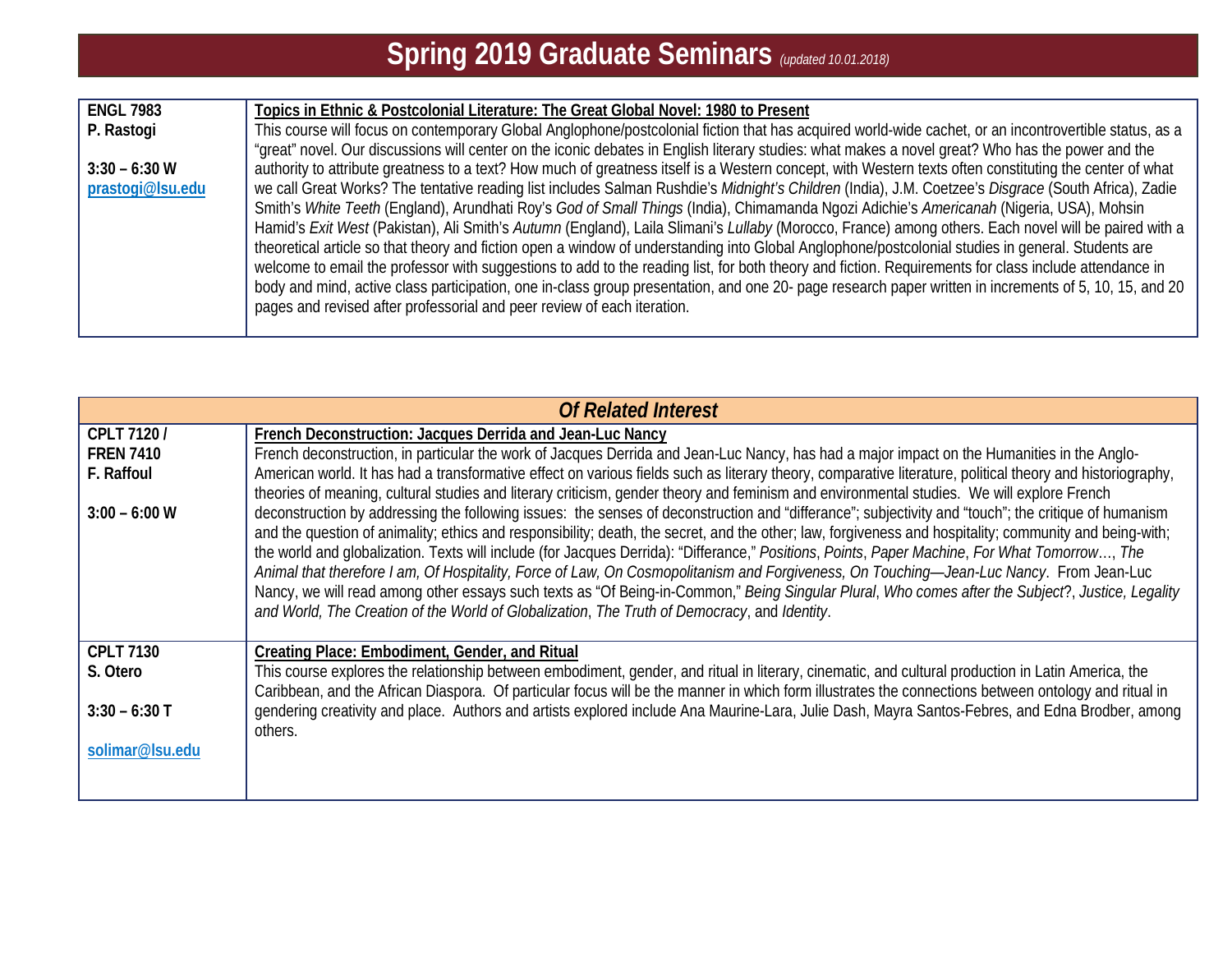# Spring 2019 Graduate Seminars *(updated 10.01.2018)*

| | |
|---|---|
| **ENGL 7983**<br>**P. Rastogi**<br><br>**3:30 – 6:30 W**<br>**prastogi@lsu.edu** | **Topics in Ethnic & Postcolonial Literature: The Great Global Novel: 1980 to Present**<br>This course will focus on contemporary Global Anglophone/postcolonial fiction that has acquired world-wide cachet, or an incontrovertible status, as a "great" novel. Our discussions will center on the iconic debates in English literary studies: what makes a novel great? Who has the power and the authority to attribute greatness to a text? How much of greatness itself is a Western concept, with Western texts often constituting the center of what we call Great Works? The tentative reading list includes Salman Rushdie's *Midnight's Children* (India), J.M. Coetzee's *Disgrace* (South Africa), Zadie Smith's *White Teeth* (England), Arundhati Roy's *God of Small Things* (India), Chimamanda Ngozi Adichie's *Americanah* (Nigeria, USA), Mohsin Hamid's *Exit West* (Pakistan), Ali Smith's *Autumn* (England), Laila Slimani's *Lullaby* (Morocco, France) among others. Each novel will be paired with a theoretical article so that theory and fiction open a window of understanding into Global Anglophone/postcolonial studies in general. Students are welcome to email the professor with suggestions to add to the reading list, for both theory and fiction. Requirements for class include attendance in body and mind, active class participation, one in-class group presentation, and one 20- page research paper written in increments of 5, 10, 15, and 20 pages and revised after professorial and peer review of each iteration. |

| ***Of Related Interest*** | |
|---|---|
| **CPLT 7120 /**<br>**FREN 7410**<br>**F. Raffoul**<br><br>**3:00 – 6:00 W** | **French Deconstruction: Jacques Derrida and Jean-Luc Nancy**<br>French deconstruction, in particular the work of Jacques Derrida and Jean-Luc Nancy, has had a major impact on the Humanities in the Anglo-American world. It has had a transformative effect on various fields such as literary theory, comparative literature, political theory and historiography, theories of meaning, cultural studies and literary criticism, gender theory and feminism and environmental studies. We will explore French deconstruction by addressing the following issues: the senses of deconstruction and "differance"; subjectivity and "touch"; the critique of humanism and the question of animality; ethics and responsibility; death, the secret, and the other; law, forgiveness and hospitality; community and being-with; the world and globalization. Texts will include (for Jacques Derrida): "Differance," *Positions*, *Points*, *Paper Machine*, *For What Tomorrow*…, *The Animal that therefore I am, Of Hospitality, Force of Law, On Cosmopolitanism and Forgiveness, On Touching—Jean-Luc Nancy*. From Jean-Luc Nancy, we will read among other essays such texts as "Of Being-in-Common," *Being Singular Plural*, *Who comes after the Subject*?, *Justice, Legality and World, The Creation of the World of Globalization*, *The Truth of Democracy*, and *Identity*. |
| **CPLT 7130**<br>**S. Otero**<br><br>**3:30 – 6:30 T**<br><br>**solimar@lsu.edu** | **Creating Place: Embodiment, Gender, and Ritual**<br>This course explores the relationship between embodiment, gender, and ritual in literary, cinematic, and cultural production in Latin America, the Caribbean, and the African Diaspora. Of particular focus will be the manner in which form illustrates the connections between ontology and ritual in gendering creativity and place. Authors and artists explored include Ana Maurine-Lara, Julie Dash, Mayra Santos-Febres, and Edna Brodber, among others. |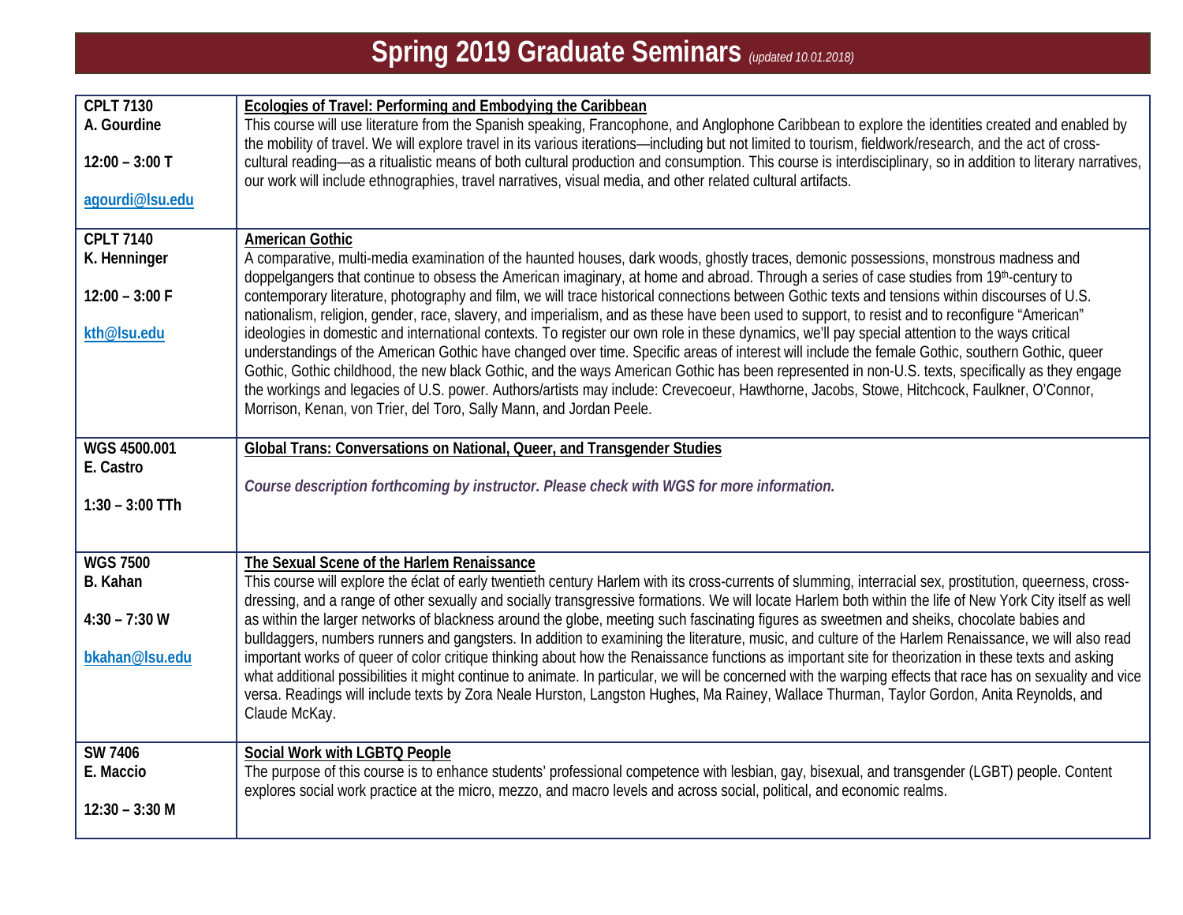# Spring 2019 Graduate Seminars *(updated 10.01.2018)*

| Course | Description |
| --- | --- |
| **CPLT 7130**<br>**A. Gourdine**<br><br>**12:00 – 3:00 T**<br><br>**agourdi@lsu.edu** | **Ecologies of Travel: Performing and Embodying the Caribbean**<br>This course will use literature from the Spanish speaking, Francophone, and Anglophone Caribbean to explore the identities created and enabled by the mobility of travel. We will explore travel in its various iterations—including but not limited to tourism, fieldwork/research, and the act of cross-cultural reading—as a ritualistic means of both cultural production and consumption. This course is interdisciplinary, so in addition to literary narratives, our work will include ethnographies, travel narratives, visual media, and other related cultural artifacts. |
| **CPLT 7140**<br>**K. Henninger**<br><br>**12:00 – 3:00 F**<br><br>**kth@lsu.edu** | **American Gothic**<br>A comparative, multi-media examination of the haunted houses, dark woods, ghostly traces, demonic possessions, monstrous madness and doppelgangers that continue to obsess the American imaginary, at home and abroad. Through a series of case studies from 19th-century to contemporary literature, photography and film, we will trace historical connections between Gothic texts and tensions within discourses of U.S. nationalism, religion, gender, race, slavery, and imperialism, and as these have been used to support, to resist and to reconfigure "American" ideologies in domestic and international contexts. To register our own role in these dynamics, we'll pay special attention to the ways critical understandings of the American Gothic have changed over time. Specific areas of interest will include the female Gothic, southern Gothic, queer Gothic, Gothic childhood, the new black Gothic, and the ways American Gothic has been represented in non-U.S. texts, specifically as they engage the workings and legacies of U.S. power. Authors/artists may include: Crevecoeur, Hawthorne, Jacobs, Stowe, Hitchcock, Faulkner, O'Connor, Morrison, Kenan, von Trier, del Toro, Sally Mann, and Jordan Peele. |
| **WGS 4500.001**<br>**E. Castro**<br><br>**1:30 – 3:00 TTh** | **Global Trans: Conversations on National, Queer, and Transgender Studies**<br><br>***Course description forthcoming by instructor. Please check with WGS for more information.*** |
| **WGS 7500**<br>**B. Kahan**<br><br>**4:30 – 7:30 W**<br><br>**bkahan@lsu.edu** | **The Sexual Scene of the Harlem Renaissance**<br>This course will explore the éclat of early twentieth century Harlem with its cross-currents of slumming, interracial sex, prostitution, queerness, cross-dressing, and a range of other sexually and socially transgressive formations. We will locate Harlem both within the life of New York City itself as well as within the larger networks of blackness around the globe, meeting such fascinating figures as sweetmen and sheiks, chocolate babies and bulldaggers, numbers runners and gangsters. In addition to examining the literature, music, and culture of the Harlem Renaissance, we will also read important works of queer of color critique thinking about how the Renaissance functions as important site for theorization in these texts and asking what additional possibilities it might continue to animate. In particular, we will be concerned with the warping effects that race has on sexuality and vice versa. Readings will include texts by Zora Neale Hurston, Langston Hughes, Ma Rainey, Wallace Thurman, Taylor Gordon, Anita Reynolds, and Claude McKay. |
| **SW 7406**<br>**E. Maccio**<br><br>**12:30 – 3:30 M** | **Social Work with LGBTQ People**<br>The purpose of this course is to enhance students' professional competence with lesbian, gay, bisexual, and transgender (LGBT) people. Content explores social work practice at the micro, mezzo, and macro levels and across social, political, and economic realms. |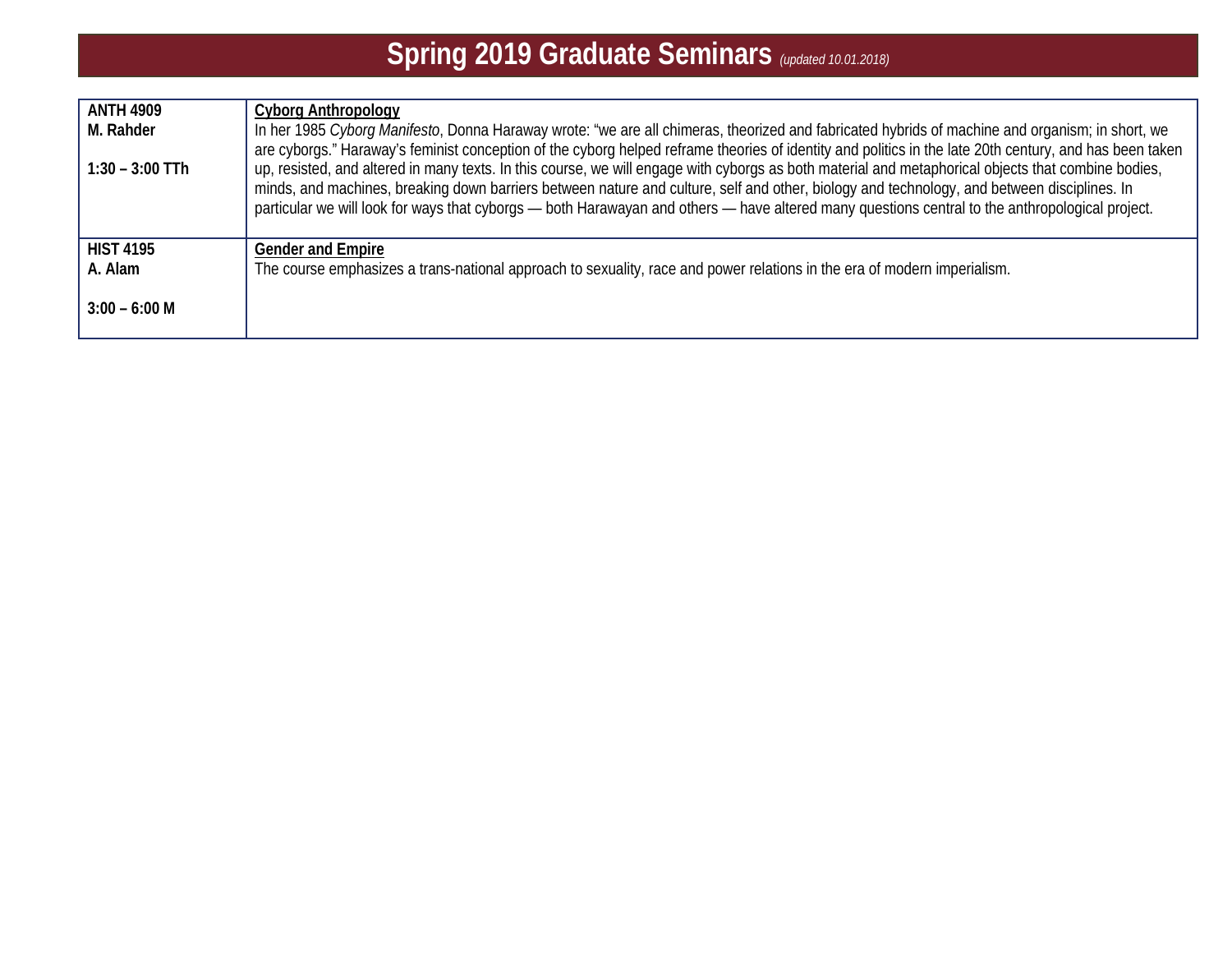# Spring 2019 Graduate Seminars *(updated 10.01.2018)*

| | |
|---|---|
| **ANTH 4909**<br>**M. Rahder**<br><br>**1:30 – 3:00 TTh** | **<u>Cyborg Anthropology</u>**<br>In her 1985 *Cyborg Manifesto*, Donna Haraway wrote: "we are all chimeras, theorized and fabricated hybrids of machine and organism; in short, we are cyborgs." Haraway's feminist conception of the cyborg helped reframe theories of identity and politics in the late 20th century, and has been taken up, resisted, and altered in many texts. In this course, we will engage with cyborgs as both material and metaphorical objects that combine bodies, minds, and machines, breaking down barriers between nature and culture, self and other, biology and technology, and between disciplines. In particular we will look for ways that cyborgs — both Harawayan and others — have altered many questions central to the anthropological project. |
| **HIST 4195**<br>**A. Alam**<br><br>**3:00 – 6:00 M** | **<u>Gender and Empire</u>**<br>The course emphasizes a trans-national approach to sexuality, race and power relations in the era of modern imperialism. |